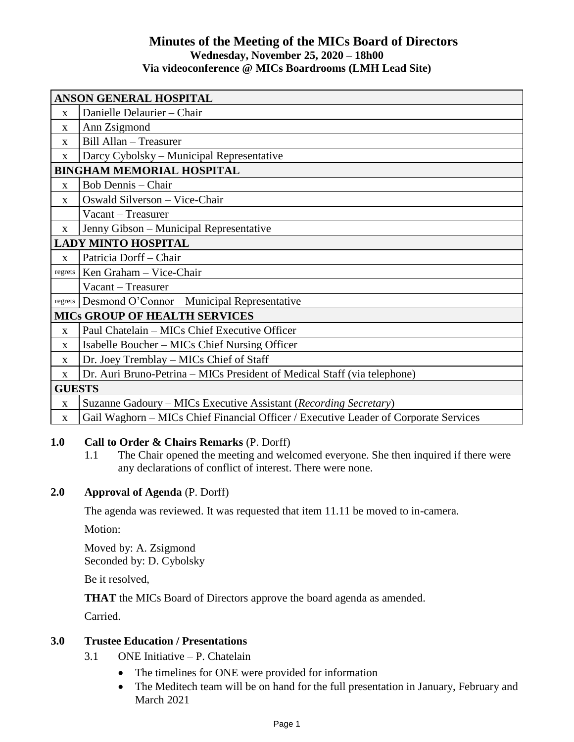# Minutes of the Meeting of the MICs Board of Directors

**Wednesday, November 25, 2020 – 18h00**

**Via videoconference @ MICs Boardrooms (LMH Lead Site)**

| | |
|---|---|
| **ANSON GENERAL HOSPITAL** | |
| x | Danielle Delaurier – Chair |
| x | Ann Zsigmond |
| x | Bill Allan – Treasurer |
| x | Darcy Cybolsky – Municipal Representative |
| **BINGHAM MEMORIAL HOSPITAL** | |
| x | Bob Dennis – Chair |
| x | Oswald Silverson – Vice-Chair |
| | Vacant – Treasurer |
| x | Jenny Gibson – Municipal Representative |
| **LADY MINTO HOSPITAL** | |
| x | Patricia Dorff – Chair |
| regrets | Ken Graham – Vice-Chair |
| | Vacant – Treasurer |
| regrets | Desmond O'Connor – Municipal Representative |
| **MICs GROUP OF HEALTH SERVICES** | |
| x | Paul Chatelain – MICs Chief Executive Officer |
| x | Isabelle Boucher – MICs Chief Nursing Officer |
| x | Dr. Joey Tremblay – MICs Chief of Staff |
| x | Dr. Auri Bruno-Petrina – MICs President of Medical Staff (via telephone) |
| **GUESTS** | |
| x | Suzanne Gadoury – MICs Executive Assistant (*Recording Secretary*) |
| x | Gail Waghorn – MICs Chief Financial Officer / Executive Leader of Corporate Services |

## 1.0 Call to Order & Chairs Remarks (P. Dorff)

1.1 The Chair opened the meeting and welcomed everyone. She then inquired if there were any declarations of conflict of interest. There were none.

## 2.0 Approval of Agenda (P. Dorff)

The agenda was reviewed. It was requested that item 11.11 be moved to in-camera.

Motion:

Moved by: A. Zsigmond
Seconded by: D. Cybolsky

Be it resolved,

**THAT** the MICs Board of Directors approve the board agenda as amended.

Carried.

## 3.0 Trustee Education / Presentations

3.1 ONE Initiative – P. Chatelain

- The timelines for ONE were provided for information
- The Meditech team will be on hand for the full presentation in January, February and March 2021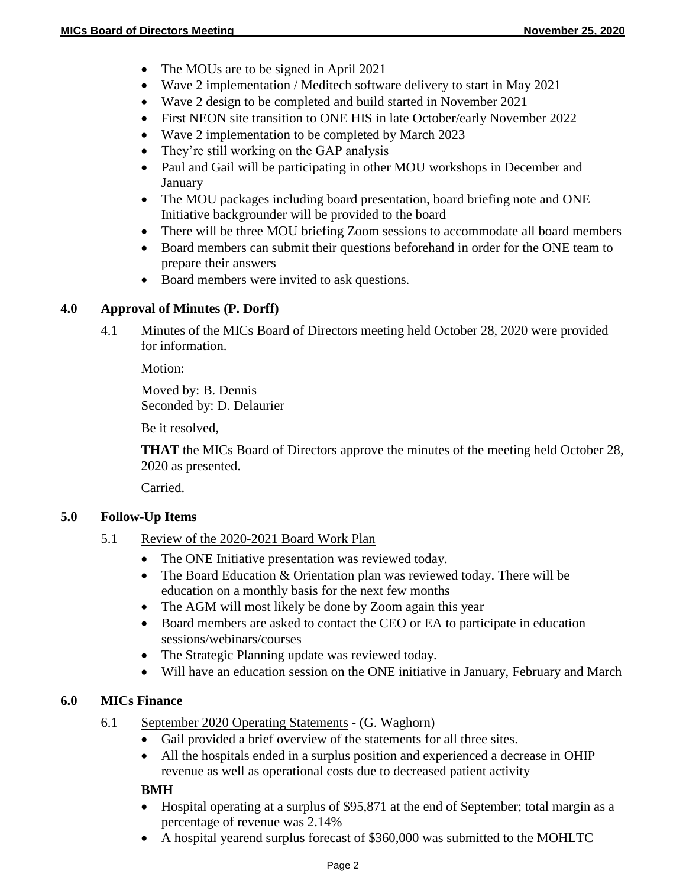- The MOUs are to be signed in April 2021
- Wave 2 implementation / Meditech software delivery to start in May 2021
- Wave 2 design to be completed and build started in November 2021
- First NEON site transition to ONE HIS in late October/early November 2022
- Wave 2 implementation to be completed by March 2023
- They're still working on the GAP analysis
- Paul and Gail will be participating in other MOU workshops in December and January
- The MOU packages including board presentation, board briefing note and ONE Initiative backgrounder will be provided to the board
- There will be three MOU briefing Zoom sessions to accommodate all board members
- Board members can submit their questions beforehand in order for the ONE team to prepare their answers
- Board members were invited to ask questions.

## 4.0 Approval of Minutes (P. Dorff)

4.1 Minutes of the MICs Board of Directors meeting held October 28, 2020 were provided for information.

Motion:

Moved by: B. Dennis
Seconded by: D. Delaurier

Be it resolved,

**THAT** the MICs Board of Directors approve the minutes of the meeting held October 28, 2020 as presented.

Carried.

## 5.0 Follow-Up Items

5.1 Review of the 2020-2021 Board Work Plan

- The ONE Initiative presentation was reviewed today.
- The Board Education & Orientation plan was reviewed today. There will be education on a monthly basis for the next few months
- The AGM will most likely be done by Zoom again this year
- Board members are asked to contact the CEO or EA to participate in education sessions/webinars/courses
- The Strategic Planning update was reviewed today.
- Will have an education session on the ONE initiative in January, February and March

## 6.0 MICs Finance

6.1 September 2020 Operating Statements - (G. Waghorn)

- Gail provided a brief overview of the statements for all three sites.
- All the hospitals ended in a surplus position and experienced a decrease in OHIP revenue as well as operational costs due to decreased patient activity

**BMH**

- Hospital operating at a surplus of $95,871 at the end of September; total margin as a percentage of revenue was 2.14%
- A hospital yearend surplus forecast of $360,000 was submitted to the MOHLTC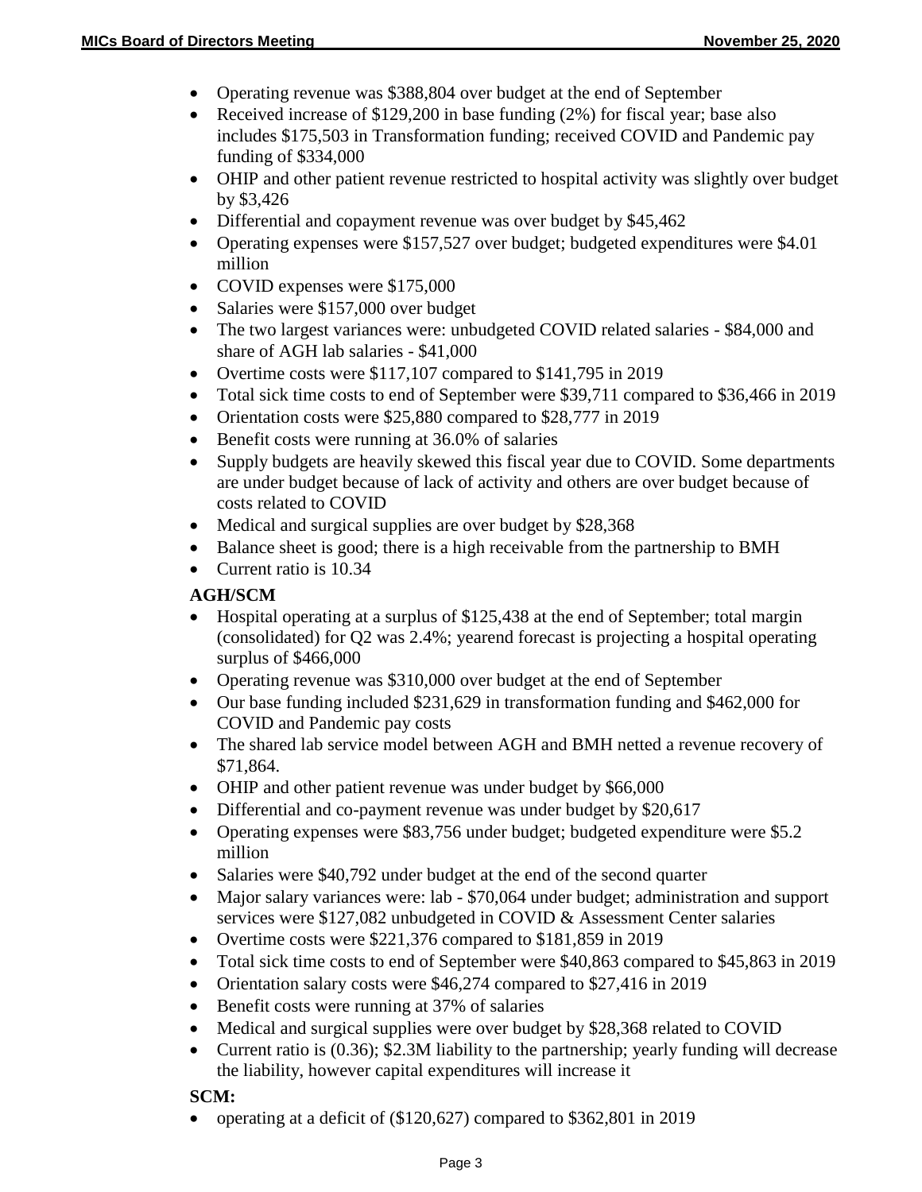- Operating revenue was $388,804 over budget at the end of September
- Received increase of $129,200 in base funding (2%) for fiscal year; base also includes $175,503 in Transformation funding; received COVID and Pandemic pay funding of $334,000
- OHIP and other patient revenue restricted to hospital activity was slightly over budget by $3,426
- Differential and copayment revenue was over budget by $45,462
- Operating expenses were $157,527 over budget; budgeted expenditures were $4.01 million
- COVID expenses were $175,000
- Salaries were $157,000 over budget
- The two largest variances were: unbudgeted COVID related salaries - $84,000 and share of AGH lab salaries - $41,000
- Overtime costs were $117,107 compared to $141,795 in 2019
- Total sick time costs to end of September were $39,711 compared to $36,466 in 2019
- Orientation costs were $25,880 compared to $28,777 in 2019
- Benefit costs were running at 36.0% of salaries
- Supply budgets are heavily skewed this fiscal year due to COVID. Some departments are under budget because of lack of activity and others are over budget because of costs related to COVID
- Medical and surgical supplies are over budget by $28,368
- Balance sheet is good; there is a high receivable from the partnership to BMH
- Current ratio is 10.34

**AGH/SCM**

- Hospital operating at a surplus of $125,438 at the end of September; total margin (consolidated) for Q2 was 2.4%; yearend forecast is projecting a hospital operating surplus of $466,000
- Operating revenue was $310,000 over budget at the end of September
- Our base funding included $231,629 in transformation funding and $462,000 for COVID and Pandemic pay costs
- The shared lab service model between AGH and BMH netted a revenue recovery of $71,864.
- OHIP and other patient revenue was under budget by $66,000
- Differential and co-payment revenue was under budget by $20,617
- Operating expenses were $83,756 under budget; budgeted expenditure were $5.2 million
- Salaries were $40,792 under budget at the end of the second quarter
- Major salary variances were: lab - $70,064 under budget; administration and support services were $127,082 unbudgeted in COVID & Assessment Center salaries
- Overtime costs were $221,376 compared to $181,859 in 2019
- Total sick time costs to end of September were $40,863 compared to $45,863 in 2019
- Orientation salary costs were $46,274 compared to $27,416 in 2019
- Benefit costs were running at 37% of salaries
- Medical and surgical supplies were over budget by $28,368 related to COVID
- Current ratio is (0.36); $2.3M liability to the partnership; yearly funding will decrease the liability, however capital expenditures will increase it

**SCM:**

- operating at a deficit of ($120,627) compared to $362,801 in 2019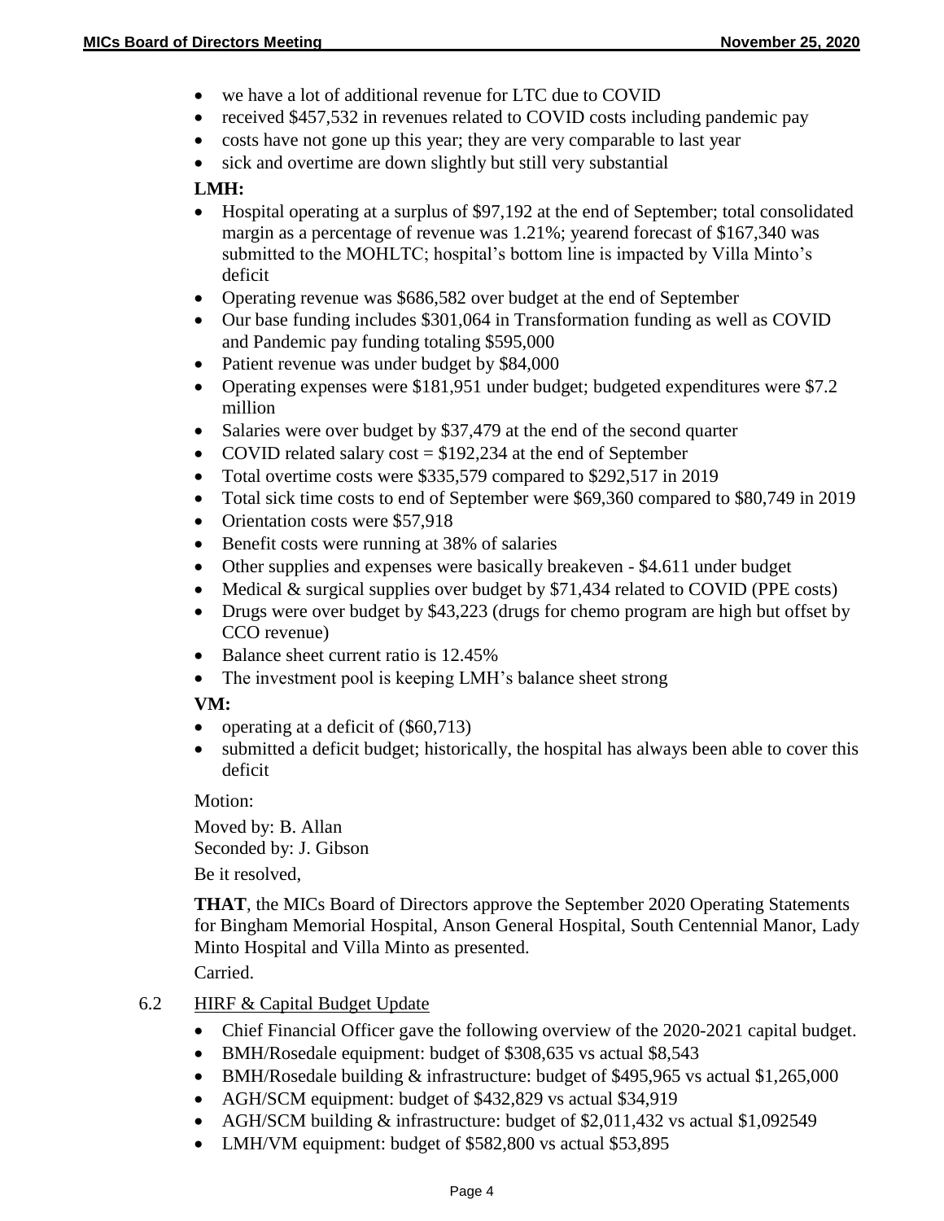- we have a lot of additional revenue for LTC due to COVID
- received $457,532 in revenues related to COVID costs including pandemic pay
- costs have not gone up this year; they are very comparable to last year
- sick and overtime are down slightly but still very substantial

**LMH:**

- Hospital operating at a surplus of $97,192 at the end of September; total consolidated margin as a percentage of revenue was 1.21%; yearend forecast of $167,340 was submitted to the MOHLTC; hospital's bottom line is impacted by Villa Minto's deficit
- Operating revenue was $686,582 over budget at the end of September
- Our base funding includes $301,064 in Transformation funding as well as COVID and Pandemic pay funding totaling $595,000
- Patient revenue was under budget by $84,000
- Operating expenses were $181,951 under budget; budgeted expenditures were $7.2 million
- Salaries were over budget by $37,479 at the end of the second quarter
- COVID related salary cost = $192,234 at the end of September
- Total overtime costs were $335,579 compared to $292,517 in 2019
- Total sick time costs to end of September were $69,360 compared to $80,749 in 2019
- Orientation costs were $57,918
- Benefit costs were running at 38% of salaries
- Other supplies and expenses were basically breakeven - $4.611 under budget
- Medical & surgical supplies over budget by $71,434 related to COVID (PPE costs)
- Drugs were over budget by $43,223 (drugs for chemo program are high but offset by CCO revenue)
- Balance sheet current ratio is 12.45%
- The investment pool is keeping LMH's balance sheet strong

**VM:**

- operating at a deficit of ($60,713)
- submitted a deficit budget; historically, the hospital has always been able to cover this deficit

Motion:

Moved by: B. Allan
Seconded by: J. Gibson

Be it resolved,

**THAT**, the MICs Board of Directors approve the September 2020 Operating Statements for Bingham Memorial Hospital, Anson General Hospital, South Centennial Manor, Lady Minto Hospital and Villa Minto as presented.

Carried.

6.2 HIRF & Capital Budget Update

- Chief Financial Officer gave the following overview of the 2020-2021 capital budget.
- BMH/Rosedale equipment: budget of $308,635 vs actual $8,543
- BMH/Rosedale building & infrastructure: budget of $495,965 vs actual $1,265,000
- AGH/SCM equipment: budget of $432,829 vs actual $34,919
- AGH/SCM building & infrastructure: budget of $2,011,432 vs actual $1,092549
- LMH/VM equipment: budget of $582,800 vs actual $53,895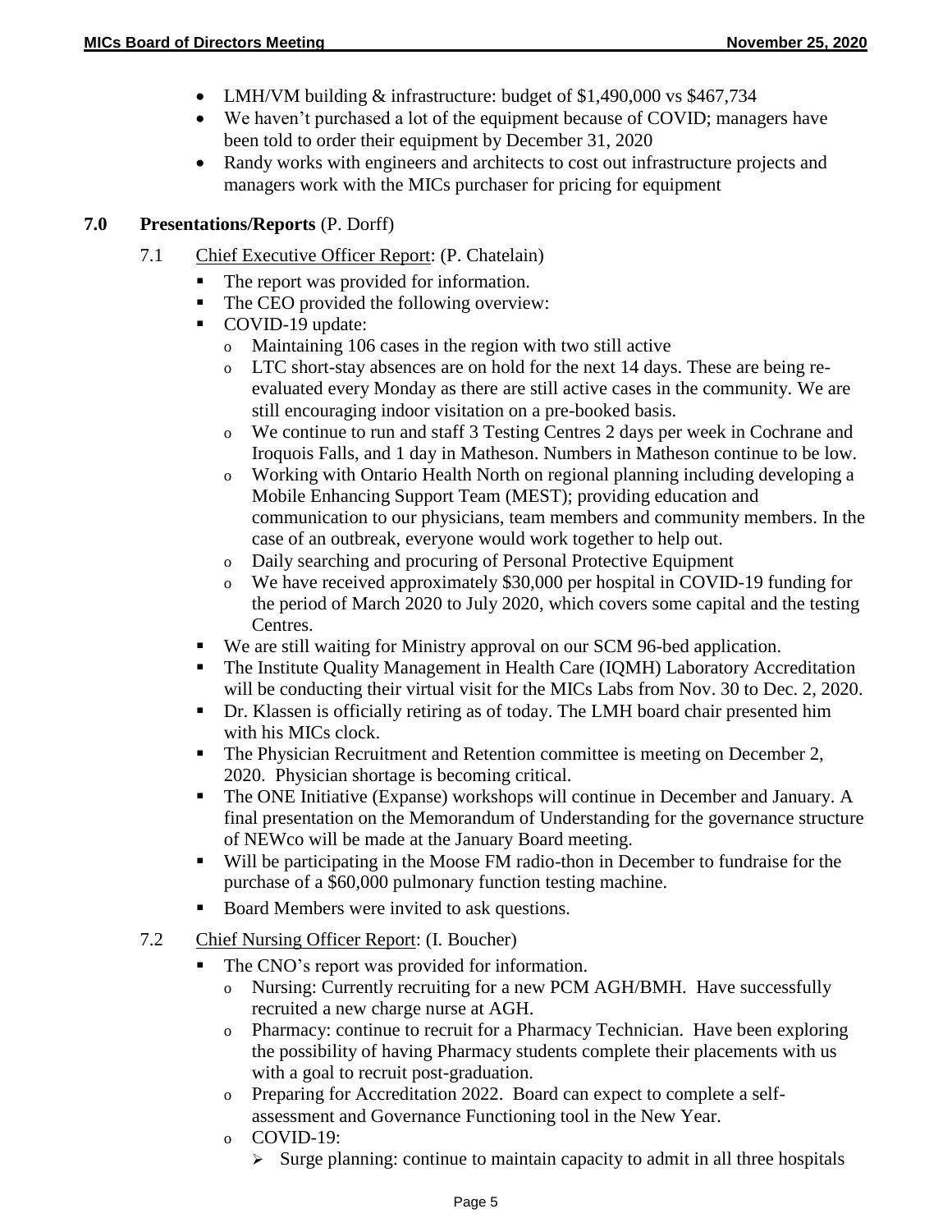- LMH/VM building & infrastructure: budget of $1,490,000 vs $467,734
- We haven't purchased a lot of the equipment because of COVID; managers have been told to order their equipment by December 31, 2020
- Randy works with engineers and architects to cost out infrastructure projects and managers work with the MICs purchaser for pricing for equipment

## 7.0 Presentations/Reports (P. Dorff)

### 7.1 Chief Executive Officer Report: (P. Chatelain)

- The report was provided for information.
- The CEO provided the following overview:
- COVID-19 update:
  - Maintaining 106 cases in the region with two still active
  - LTC short-stay absences are on hold for the next 14 days. These are being re-evaluated every Monday as there are still active cases in the community. We are still encouraging indoor visitation on a pre-booked basis.
  - We continue to run and staff 3 Testing Centres 2 days per week in Cochrane and Iroquois Falls, and 1 day in Matheson. Numbers in Matheson continue to be low.
  - Working with Ontario Health North on regional planning including developing a Mobile Enhancing Support Team (MEST); providing education and communication to our physicians, team members and community members. In the case of an outbreak, everyone would work together to help out.
  - Daily searching and procuring of Personal Protective Equipment
  - We have received approximately $30,000 per hospital in COVID-19 funding for the period of March 2020 to July 2020, which covers some capital and the testing Centres.
- We are still waiting for Ministry approval on our SCM 96-bed application.
- The Institute Quality Management in Health Care (IQMH) Laboratory Accreditation will be conducting their virtual visit for the MICs Labs from Nov. 30 to Dec. 2, 2020.
- Dr. Klassen is officially retiring as of today. The LMH board chair presented him with his MICs clock.
- The Physician Recruitment and Retention committee is meeting on December 2, 2020. Physician shortage is becoming critical.
- The ONE Initiative (Expanse) workshops will continue in December and January. A final presentation on the Memorandum of Understanding for the governance structure of NEWco will be made at the January Board meeting.
- Will be participating in the Moose FM radio-thon in December to fundraise for the purchase of a $60,000 pulmonary function testing machine.
- Board Members were invited to ask questions.

### 7.2 Chief Nursing Officer Report: (I. Boucher)

- The CNO's report was provided for information.
  - Nursing: Currently recruiting for a new PCM AGH/BMH. Have successfully recruited a new charge nurse at AGH.
  - Pharmacy: continue to recruit for a Pharmacy Technician. Have been exploring the possibility of having Pharmacy students complete their placements with us with a goal to recruit post-graduation.
  - Preparing for Accreditation 2022. Board can expect to complete a self-assessment and Governance Functioning tool in the New Year.
  - COVID-19:
    - Surge planning: continue to maintain capacity to admit in all three hospitals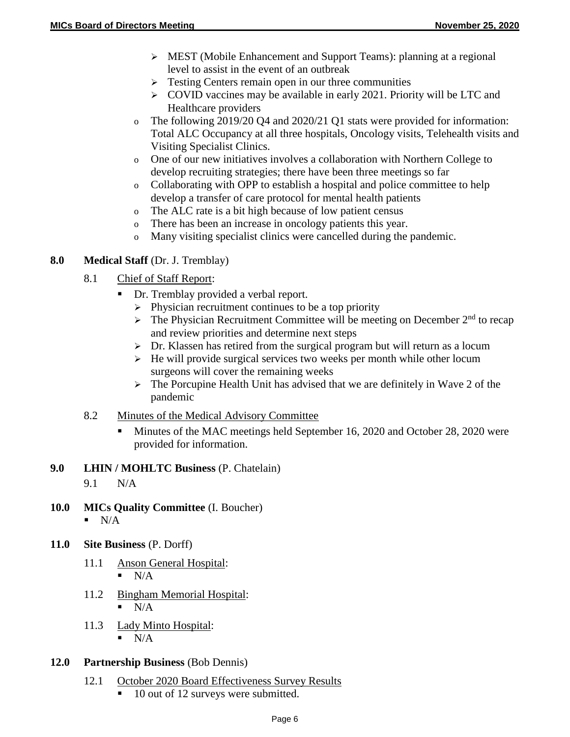- MEST (Mobile Enhancement and Support Teams): planning at a regional level to assist in the event of an outbreak
  - Testing Centers remain open in our three communities
  - COVID vaccines may be available in early 2021. Priority will be LTC and Healthcare providers
- The following 2019/20 Q4 and 2020/21 Q1 stats were provided for information: Total ALC Occupancy at all three hospitals, Oncology visits, Telehealth visits and Visiting Specialist Clinics.
- One of our new initiatives involves a collaboration with Northern College to develop recruiting strategies; there have been three meetings so far
- Collaborating with OPP to establish a hospital and police committee to help develop a transfer of care protocol for mental health patients
- The ALC rate is a bit high because of low patient census
- There has been an increase in oncology patients this year.
- Many visiting specialist clinics were cancelled during the pandemic.

**8.0 Medical Staff** (Dr. J. Tremblay)

8.1 Chief of Staff Report:

- Dr. Tremblay provided a verbal report.
  - Physician recruitment continues to be a top priority
  - The Physician Recruitment Committee will be meeting on December 2nd to recap and review priorities and determine next steps
  - Dr. Klassen has retired from the surgical program but will return as a locum
  - He will provide surgical services two weeks per month while other locum surgeons will cover the remaining weeks
  - The Porcupine Health Unit has advised that we are definitely in Wave 2 of the pandemic

8.2 Minutes of the Medical Advisory Committee

- Minutes of the MAC meetings held September 16, 2020 and October 28, 2020 were provided for information.

**9.0 LHIN / MOHLTC Business** (P. Chatelain)

9.1 N/A

**10.0 MICs Quality Committee** (I. Boucher)

- N/A

**11.0 Site Business** (P. Dorff)

11.1 Anson General Hospital:

- N/A

11.2 Bingham Memorial Hospital:

- N/A

11.3 Lady Minto Hospital:

- N/A

**12.0 Partnership Business** (Bob Dennis)

12.1 October 2020 Board Effectiveness Survey Results

- 10 out of 12 surveys were submitted.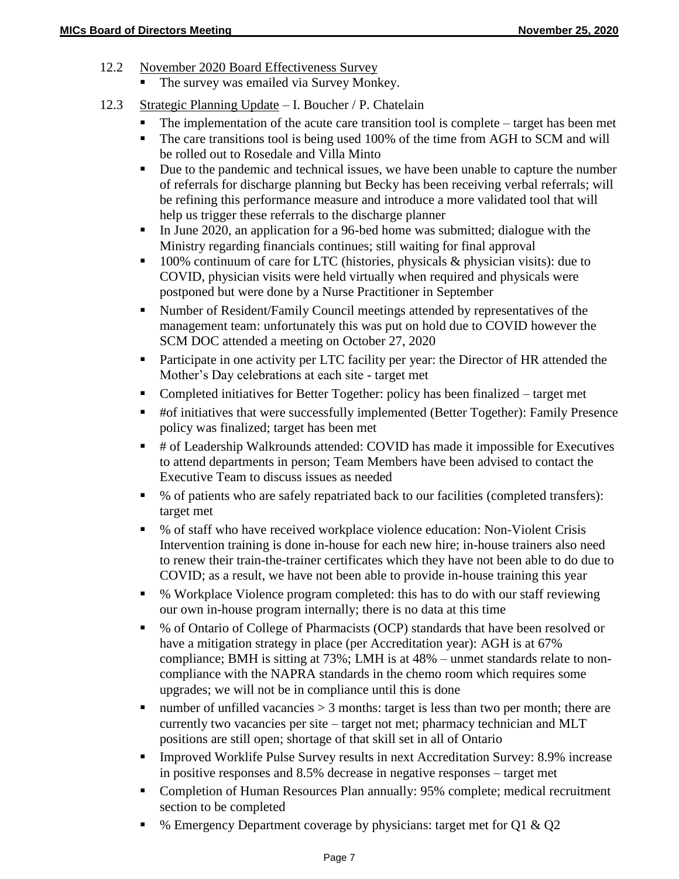12.2 <u>November 2020 Board Effectiveness Survey</u>

- The survey was emailed via Survey Monkey.

12.3 <u>Strategic Planning Update</u> – I. Boucher / P. Chatelain

- The implementation of the acute care transition tool is complete – target has been met
- The care transitions tool is being used 100% of the time from AGH to SCM and will be rolled out to Rosedale and Villa Minto
- Due to the pandemic and technical issues, we have been unable to capture the number of referrals for discharge planning but Becky has been receiving verbal referrals; will be refining this performance measure and introduce a more validated tool that will help us trigger these referrals to the discharge planner
- In June 2020, an application for a 96-bed home was submitted; dialogue with the Ministry regarding financials continues; still waiting for final approval
- 100% continuum of care for LTC (histories, physicals & physician visits): due to COVID, physician visits were held virtually when required and physicals were postponed but were done by a Nurse Practitioner in September
- Number of Resident/Family Council meetings attended by representatives of the management team: unfortunately this was put on hold due to COVID however the SCM DOC attended a meeting on October 27, 2020
- Participate in one activity per LTC facility per year: the Director of HR attended the Mother's Day celebrations at each site - target met
- Completed initiatives for Better Together: policy has been finalized – target met
- #of initiatives that were successfully implemented (Better Together): Family Presence policy was finalized; target has been met
- # of Leadership Walkrounds attended: COVID has made it impossible for Executives to attend departments in person; Team Members have been advised to contact the Executive Team to discuss issues as needed
- % of patients who are safely repatriated back to our facilities (completed transfers): target met
- % of staff who have received workplace violence education: Non-Violent Crisis Intervention training is done in-house for each new hire; in-house trainers also need to renew their train-the-trainer certificates which they have not been able to do due to COVID; as a result, we have not been able to provide in-house training this year
- % Workplace Violence program completed: this has to do with our staff reviewing our own in-house program internally; there is no data at this time
- % of Ontario of College of Pharmacists (OCP) standards that have been resolved or have a mitigation strategy in place (per Accreditation year): AGH is at 67% compliance; BMH is sitting at 73%; LMH is at 48% – unmet standards relate to non-compliance with the NAPRA standards in the chemo room which requires some upgrades; we will not be in compliance until this is done
- number of unfilled vacancies > 3 months: target is less than two per month; there are currently two vacancies per site – target not met; pharmacy technician and MLT positions are still open; shortage of that skill set in all of Ontario
- Improved Worklife Pulse Survey results in next Accreditation Survey: 8.9% increase in positive responses and 8.5% decrease in negative responses – target met
- Completion of Human Resources Plan annually: 95% complete; medical recruitment section to be completed
- % Emergency Department coverage by physicians: target met for Q1 & Q2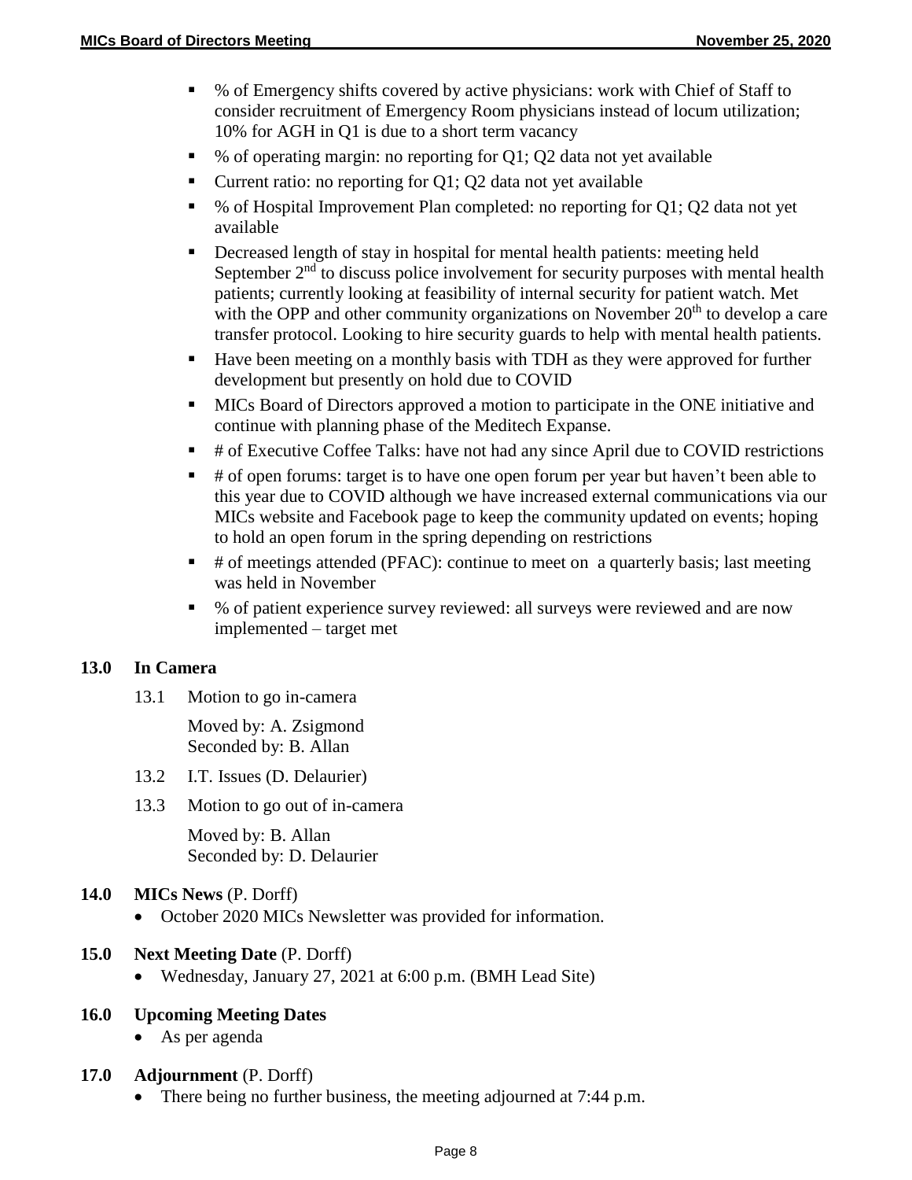- % of Emergency shifts covered by active physicians: work with Chief of Staff to consider recruitment of Emergency Room physicians instead of locum utilization; 10% for AGH in Q1 is due to a short term vacancy
- % of operating margin: no reporting for Q1; Q2 data not yet available
- Current ratio: no reporting for Q1; Q2 data not yet available
- % of Hospital Improvement Plan completed: no reporting for Q1; Q2 data not yet available
- Decreased length of stay in hospital for mental health patients: meeting held September 2nd to discuss police involvement for security purposes with mental health patients; currently looking at feasibility of internal security for patient watch. Met with the OPP and other community organizations on November 20th to develop a care transfer protocol. Looking to hire security guards to help with mental health patients.
- Have been meeting on a monthly basis with TDH as they were approved for further development but presently on hold due to COVID
- MICs Board of Directors approved a motion to participate in the ONE initiative and continue with planning phase of the Meditech Expanse.
- # of Executive Coffee Talks: have not had any since April due to COVID restrictions
- # of open forums: target is to have one open forum per year but haven't been able to this year due to COVID although we have increased external communications via our MICs website and Facebook page to keep the community updated on events; hoping to hold an open forum in the spring depending on restrictions
- # of meetings attended (PFAC): continue to meet on a quarterly basis; last meeting was held in November
- % of patient experience survey reviewed: all surveys were reviewed and are now implemented – target met

## 13.0 In Camera

13.1 Motion to go in-camera

Moved by: A. Zsigmond
Seconded by: B. Allan

13.2 I.T. Issues (D. Delaurier)

13.3 Motion to go out of in-camera

Moved by: B. Allan
Seconded by: D. Delaurier

## 14.0 MICs News (P. Dorff)

- October 2020 MICs Newsletter was provided for information.

## 15.0 Next Meeting Date (P. Dorff)

- Wednesday, January 27, 2021 at 6:00 p.m. (BMH Lead Site)

## 16.0 Upcoming Meeting Dates

- As per agenda

## 17.0 Adjournment (P. Dorff)

- There being no further business, the meeting adjourned at 7:44 p.m.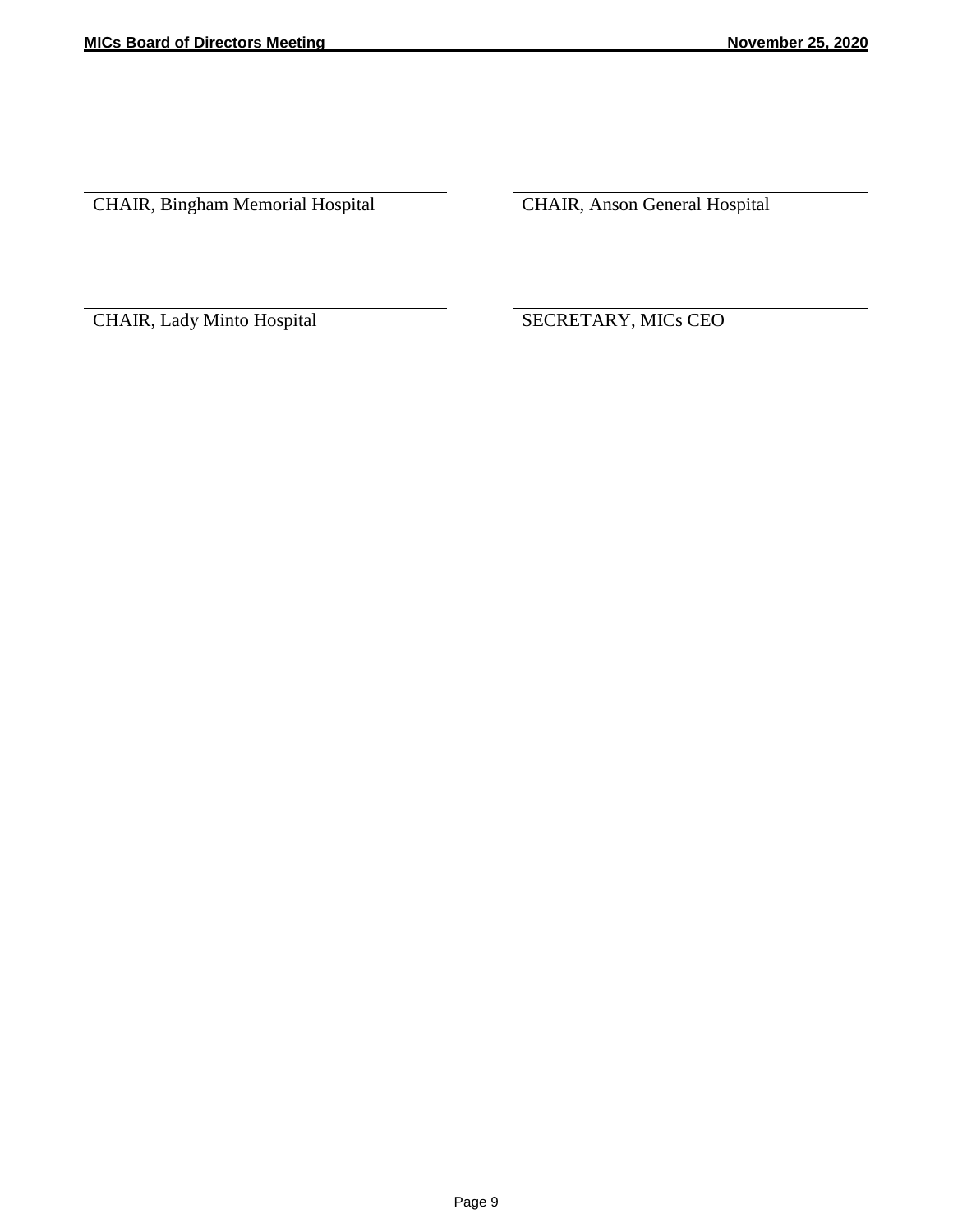| | |
|---|---|
| \_\_\_\_\_\_\_\_\_\_\_\_\_\_\_\_\_\_\_\_\_\_\_\_\_\_\_\_ | \_\_\_\_\_\_\_\_\_\_\_\_\_\_\_\_\_\_\_\_\_\_\_\_\_\_\_\_ |
| CHAIR, Bingham Memorial Hospital | CHAIR, Anson General Hospital |
| \_\_\_\_\_\_\_\_\_\_\_\_\_\_\_\_\_\_\_\_\_\_\_\_\_\_\_\_ | \_\_\_\_\_\_\_\_\_\_\_\_\_\_\_\_\_\_\_\_\_\_\_\_\_\_\_\_ |
| CHAIR, Lady Minto Hospital | SECRETARY, MICs CEO |